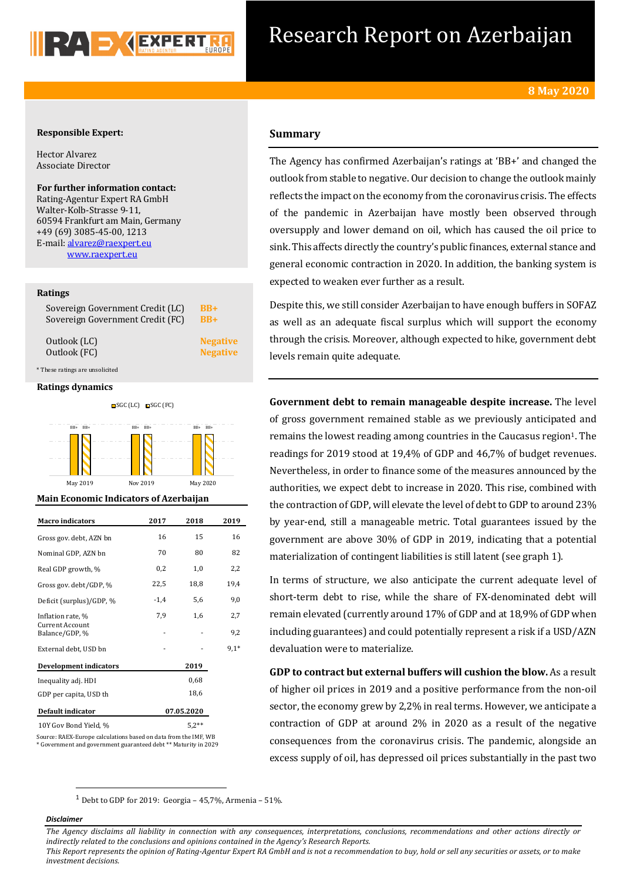# Research Report on Azerbaijan

**8 May 2020**

**Responsible Expert:**

Hector Alvarez
Associate Director

**For further information contact:**
Rating-Agentur Expert RA GmbH
Walter-Kolb-Strasse 9-11,
60594 Frankfurt am Main, Germany
+49 (69) 3085-45-00, 1213
E-mail: alvarez@raexpert.eu
www.raexpert.eu

**Ratings**

| | |
|---|---|
| Sovereign Government Credit (LC) | BB+ |
| Sovereign Government Credit (FC) | BB+ |
| Outlook (LC) | Negative |
| Outlook (FC) | Negative |

\* These ratings are unsolicited

**Ratings dynamics**

SGC (LC) / SGC (FC): May 2019 – BB+ / BB+; Nov 2019 – BB+ / BB+; May 2020 – BB+ / BB+

**Main Economic Indicators of Azerbaijan**

| Macro indicators | 2017 | 2018 | 2019 |
|---|---|---|---|
| Gross gov. debt, AZN bn | 16 | 15 | 16 |
| Nominal GDP, AZN bn | 70 | 80 | 82 |
| Real GDP growth, % | 0,2 | 1,0 | 2,2 |
| Gross gov. debt/GDP, % | 22,5 | 18,8 | 19,4 |
| Deficit (surplus)/GDP, % | -1,4 | 5,6 | 9,0 |
| Inflation rate, % | 7,9 | 1,6 | 2,7 |
| Current Account Balance/GDP, % | - | - | 9,2 |
| External debt, USD bn | - | - | 9,1* |

| Development indicators | 2019 |
|---|---|
| Inequality adj. HDI | 0,68 |
| GDP per capita, USD th | 18,6 |

| Default indicator | 07.05.2020 |
|---|---|
| 10Y Gov Bond Yield, % | 5,2** |

Source: RAEX-Europe calculations based on data from the IMF, WB
\* Government and government guaranteed debt \*\* Maturity in 2029

## Summary

The Agency has confirmed Azerbaijan's ratings at 'BB+' and changed the outlook from stable to negative. Our decision to change the outlook mainly reflects the impact on the economy from the coronavirus crisis. The effects of the pandemic in Azerbaijan have mostly been observed through oversupply and lower demand on oil, which has caused the oil price to sink. This affects directly the country's public finances, external stance and general economic contraction in 2020. In addition, the banking system is expected to weaken ever further as a result.

Despite this, we still consider Azerbaijan to have enough buffers in SOFAZ as well as an adequate fiscal surplus which will support the economy through the crisis. Moreover, although expected to hike, government debt levels remain quite adequate.

**Government debt to remain manageable despite increase.** The level of gross government remained stable as we previously anticipated and remains the lowest reading among countries in the Caucasus region[1]. The readings for 2019 stood at 19,4% of GDP and 46,7% of budget revenues. Nevertheless, in order to finance some of the measures announced by the authorities, we expect debt to increase in 2020. This rise, combined with the contraction of GDP, will elevate the level of debt to GDP to around 23% by year-end, still a manageable metric. Total guarantees issued by the government are above 30% of GDP in 2019, indicating that a potential materialization of contingent liabilities is still latent (see graph 1).

In terms of structure, we also anticipate the current adequate level of short-term debt to rise, while the share of FX-denominated debt will remain elevated (currently around 17% of GDP and at 18,9% of GDP when including guarantees) and could potentially represent a risk if a USD/AZN devaluation were to materialize.

**GDP to contract but external buffers will cushion the blow.** As a result of higher oil prices in 2019 and a positive performance from the non-oil sector, the economy grew by 2,2% in real terms. However, we anticipate a contraction of GDP at around 2% in 2020 as a result of the negative consequences from the coronavirus crisis. The pandemic, alongside an excess supply of oil, has depressed oil prices substantially in the past two

[1] Debt to GDP for 2019: Georgia – 45,7%, Armenia – 51%.

***Disclaimer***

*The Agency disclaims all liability in connection with any consequences, interpretations, conclusions, recommendations and other actions directly or indirectly related to the conclusions and opinions contained in the Agency's Research Reports.*
*This Report represents the opinion of Rating-Agentur Expert RA GmbH and is not a recommendation to buy, hold or sell any securities or assets, or to make investment decisions.*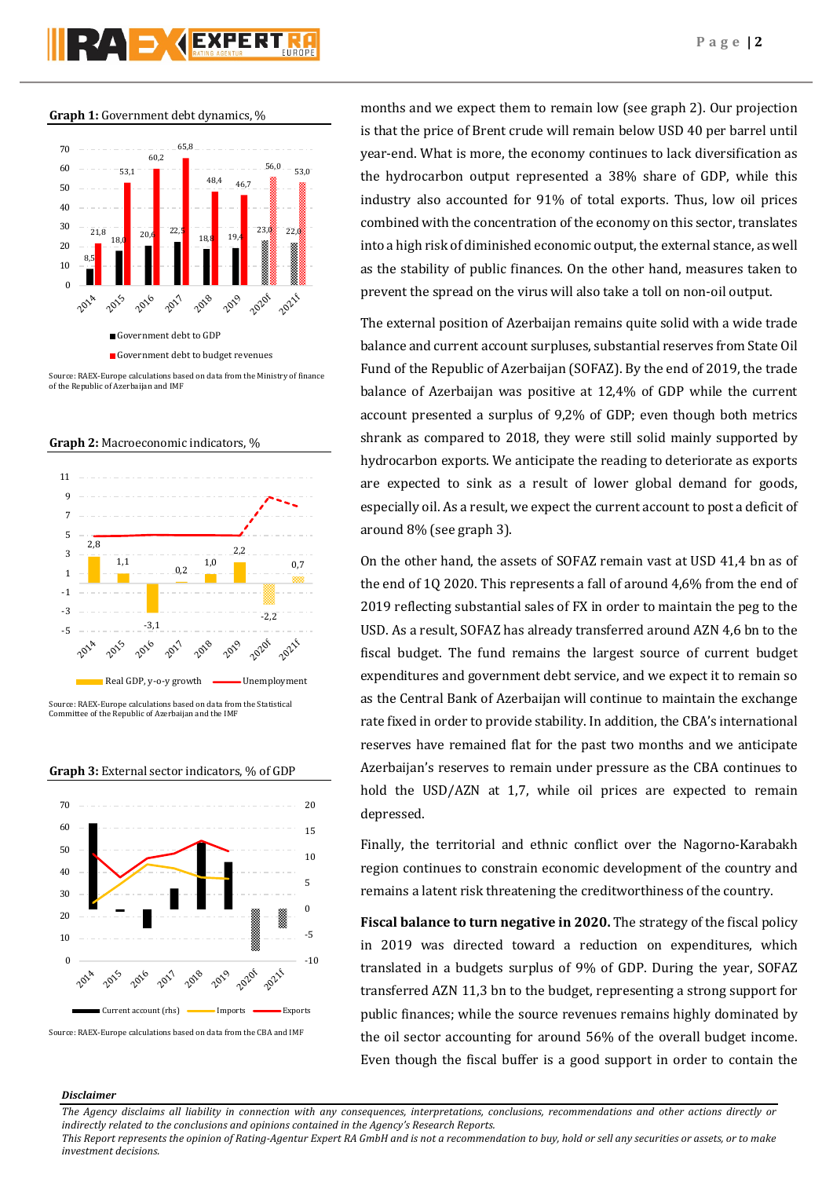**Graph 1:** Government debt dynamics, %

Source: RAEX-Europe calculations based on data from the Ministry of finance of the Republic of Azerbaijan and IMF

**Graph 2:** Macroeconomic indicators, %

Source: RAEX-Europe calculations based on data from the Statistical Committee of the Republic of Azerbaijan and the IMF

**Graph 3:** External sector indicators, % of GDP

Source: RAEX-Europe calculations based on data from the CBA and IMF

months and we expect them to remain low (see graph 2). Our projection is that the price of Brent crude will remain below USD 40 per barrel until year-end. What is more, the economy continues to lack diversification as the hydrocarbon output represented a 38% share of GDP, while this industry also accounted for 91% of total exports. Thus, low oil prices combined with the concentration of the economy on this sector, translates into a high risk of diminished economic output, the external stance, as well as the stability of public finances. On the other hand, measures taken to prevent the spread on the virus will also take a toll on non-oil output.

The external position of Azerbaijan remains quite solid with a wide trade balance and current account surpluses, substantial reserves from State Oil Fund of the Republic of Azerbaijan (SOFAZ). By the end of 2019, the trade balance of Azerbaijan was positive at 12,4% of GDP while the current account presented a surplus of 9,2% of GDP; even though both metrics shrank as compared to 2018, they were still solid mainly supported by hydrocarbon exports. We anticipate the reading to deteriorate as exports are expected to sink as a result of lower global demand for goods, especially oil. As a result, we expect the current account to post a deficit of around 8% (see graph 3).

On the other hand, the assets of SOFAZ remain vast at USD 41,4 bn as of the end of 1Q 2020. This represents a fall of around 4,6% from the end of 2019 reflecting substantial sales of FX in order to maintain the peg to the USD. As a result, SOFAZ has already transferred around AZN 4,6 bn to the fiscal budget. The fund remains the largest source of current budget expenditures and government debt service, and we expect it to remain so as the Central Bank of Azerbaijan will continue to maintain the exchange rate fixed in order to provide stability. In addition, the CBA's international reserves have remained flat for the past two months and we anticipate Azerbaijan's reserves to remain under pressure as the CBA continues to hold the USD/AZN at 1,7, while oil prices are expected to remain depressed.

Finally, the territorial and ethnic conflict over the Nagorno-Karabakh region continues to constrain economic development of the country and remains a latent risk threatening the creditworthiness of the country.

**Fiscal balance to turn negative in 2020.** The strategy of the fiscal policy in 2019 was directed toward a reduction on expenditures, which translated in a budgets surplus of 9% of GDP. During the year, SOFAZ transferred AZN 11,3 bn to the budget, representing a strong support for public finances; while the source revenues remains highly dominated by the oil sector accounting for around 56% of the overall budget income. Even though the fiscal buffer is a good support in order to contain the

***Disclaimer***

*The Agency disclaims all liability in connection with any consequences, interpretations, conclusions, recommendations and other actions directly or indirectly related to the conclusions and opinions contained in the Agency's Research Reports.*
*This Report represents the opinion of Rating-Agentur Expert RA GmbH and is not a recommendation to buy, hold or sell any securities or assets, or to make investment decisions.*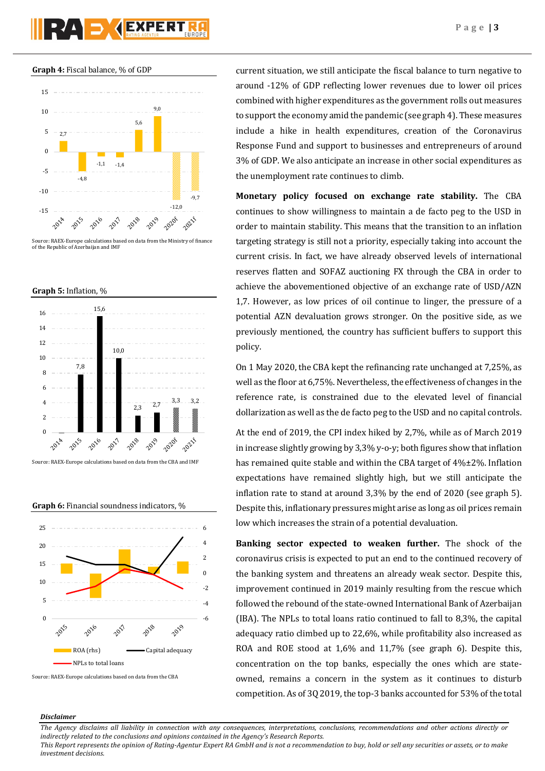**Graph 4:** Fiscal balance, % of GDP

Source: RAEX-Europe calculations based on data from the Ministry of finance of the Republic of Azerbaijan and IMF

**Graph 5:** Inflation, %

Source: RAEX-Europe calculations based on data from the CBA and IMF

**Graph 6:** Financial soundness indicators, %

Source: RAEX-Europe calculations based on data from the CBA

current situation, we still anticipate the fiscal balance to turn negative to around -12% of GDP reflecting lower revenues due to lower oil prices combined with higher expenditures as the government rolls out measures to support the economy amid the pandemic (see graph 4). These measures include a hike in health expenditures, creation of the Coronavirus Response Fund and support to businesses and entrepreneurs of around 3% of GDP. We also anticipate an increase in other social expenditures as the unemployment rate continues to climb.

**Monetary policy focused on exchange rate stability.** The CBA continues to show willingness to maintain a de facto peg to the USD in order to maintain stability. This means that the transition to an inflation targeting strategy is still not a priority, especially taking into account the current crisis. In fact, we have already observed levels of international reserves flatten and SOFAZ auctioning FX through the CBA in order to achieve the abovementioned objective of an exchange rate of USD/AZN 1,7. However, as low prices of oil continue to linger, the pressure of a potential AZN devaluation grows stronger. On the positive side, as we previously mentioned, the country has sufficient buffers to support this policy.

On 1 May 2020, the CBA kept the refinancing rate unchanged at 7,25%, as well as the floor at 6,75%. Nevertheless, the effectiveness of changes in the reference rate, is constrained due to the elevated level of financial dollarization as well as the de facto peg to the USD and no capital controls.

At the end of 2019, the CPI index hiked by 2,7%, while as of March 2019 in increase slightly growing by 3,3% y-o-y; both figures show that inflation has remained quite stable and within the CBA target of 4%±2%. Inflation expectations have remained slightly high, but we still anticipate the inflation rate to stand at around 3,3% by the end of 2020 (see graph 5). Despite this, inflationary pressures might arise as long as oil prices remain low which increases the strain of a potential devaluation.

**Banking sector expected to weaken further.** The shock of the coronavirus crisis is expected to put an end to the continued recovery of the banking system and threatens an already weak sector. Despite this, improvement continued in 2019 mainly resulting from the rescue which followed the rebound of the state-owned International Bank of Azerbaijan (IBA). The NPLs to total loans ratio continued to fall to 8,3%, the capital adequacy ratio climbed up to 22,6%, while profitability also increased as ROA and ROE stood at 1,6% and 11,7% (see graph 6). Despite this, concentration on the top banks, especially the ones which are state-owned, remains a concern in the system as it continues to disturb competition. As of 3Q 2019, the top-3 banks accounted for 53% of the total

***Disclaimer***

*The Agency disclaims all liability in connection with any consequences, interpretations, conclusions, recommendations and other actions directly or indirectly related to the conclusions and opinions contained in the Agency's Research Reports.*
*This Report represents the opinion of Rating-Agentur Expert RA GmbH and is not a recommendation to buy, hold or sell any securities or assets, or to make investment decisions.*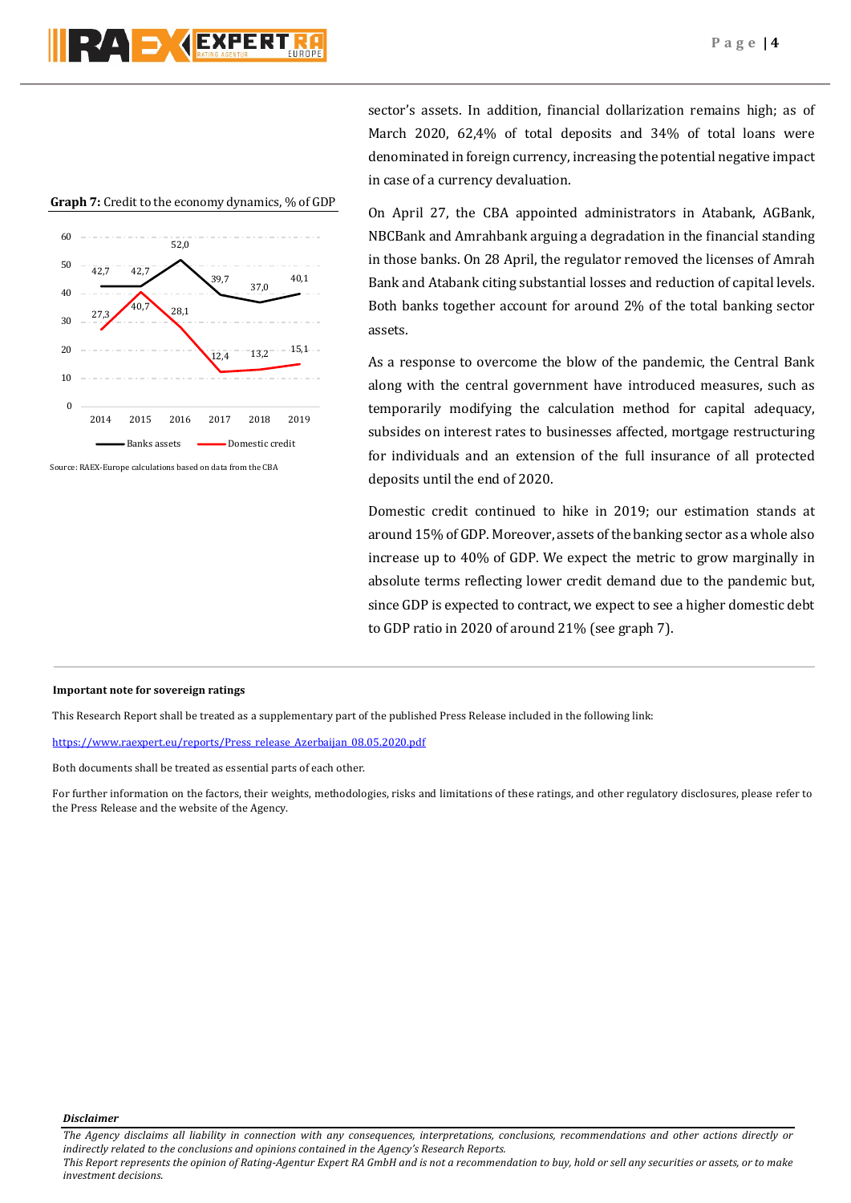sector's assets. In addition, financial dollarization remains high; as of March 2020, 62,4% of total deposits and 34% of total loans were denominated in foreign currency, increasing the potential negative impact in case of a currency devaluation.

**Graph 7:** Credit to the economy dynamics, % of GDP

60
50
40
30
20
10
0

42,7 42,7 52,0 39,7 37,0 40,1

27,3 40,7 28,1 12,4 13,2 15,1

2014 2015 2016 2017 2018 2019

Banks assets
Domestic credit

Source: RAEX-Europe calculations based on data from the CBA

On April 27, the CBA appointed administrators in Atabank, AGBank, NBCBank and Amrahbank arguing a degradation in the financial standing in those banks. On 28 April, the regulator removed the licenses of Amrah Bank and Atabank citing substantial losses and reduction of capital levels. Both banks together account for around 2% of the total banking sector assets.

As a response to overcome the blow of the pandemic, the Central Bank along with the central government have introduced measures, such as temporarily modifying the calculation method for capital adequacy, subsides on interest rates to businesses affected, mortgage restructuring for individuals and an extension of the full insurance of all protected deposits until the end of 2020.

Domestic credit continued to hike in 2019; our estimation stands at around 15% of GDP. Moreover, assets of the banking sector as a whole also increase up to 40% of GDP. We expect the metric to grow marginally in absolute terms reflecting lower credit demand due to the pandemic but, since GDP is expected to contract, we expect to see a higher domestic debt to GDP ratio in 2020 of around 21% (see graph 7).

**Important note for sovereign ratings**

This Research Report shall be treated as a supplementary part of the published Press Release included in the following link:

https://www.raexpert.eu/reports/Press_release_Azerbaijan_08.05.2020.pdf

Both documents shall be treated as essential parts of each other.

For further information on the factors, their weights, methodologies, risks and limitations of these ratings, and other regulatory disclosures, please refer to the Press Release and the website of the Agency.

***Disclaimer***

*The Agency disclaims all liability in connection with any consequences, interpretations, conclusions, recommendations and other actions directly or indirectly related to the conclusions and opinions contained in the Agency's Research Reports.*

*This Report represents the opinion of Rating-Agentur Expert RA GmbH and is not a recommendation to buy, hold or sell any securities or assets, or to make investment decisions.*